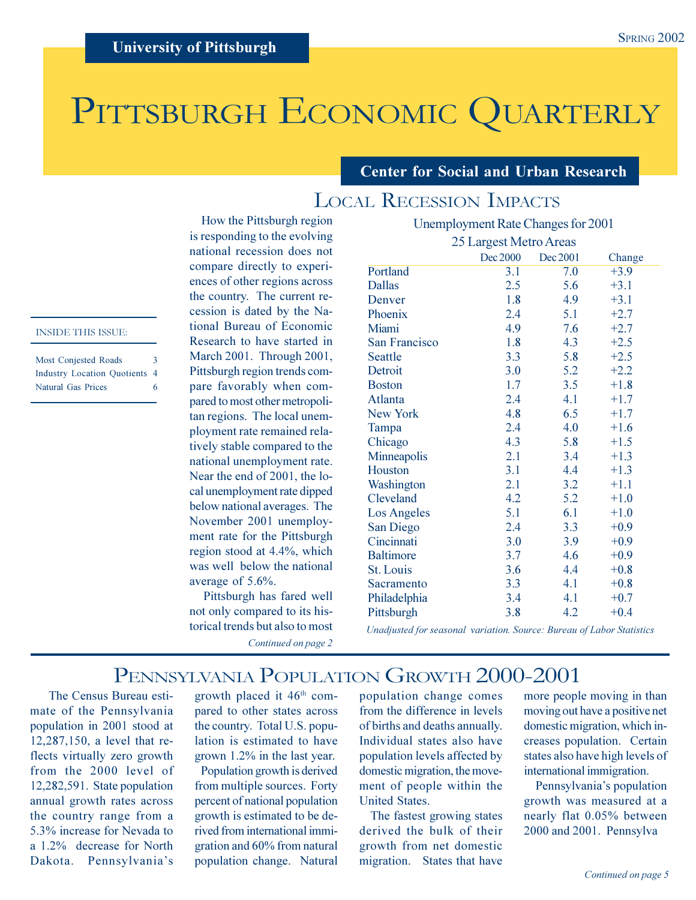University of Pittsburgh

Spring 2002

# Pittsburgh Economic Quarterly

Center for Social and Urban Research

INSIDE THIS ISSUE:

- Most Conjested Roads 3
- Industry Location Quotients 4
- Natural Gas Prices 6

## Local Recession Impacts

How the Pittsburgh region is responding to the evolving national recession does not compare directly to experiences of other regions across the country. The current recession is dated by the National Bureau of Economic Research to have started in March 2001. Through 2001, Pittsburgh region trends compare favorably when compared to most other metropolitan regions. The local unemployment rate remained relatively stable compared to the national unemployment rate. Near the end of 2001, the local unemployment rate dipped below national averages. The November 2001 unemployment rate for the Pittsburgh region stood at 4.4%, which was well below the national average of 5.6%.

Pittsburgh has fared well not only compared to its historical trends but also to most

*Continued on page 2*

Unemployment Rate Changes for 2001

25 Largest Metro Areas

| | Dec 2000 | Dec 2001 | Change |
|---|---|---|---|
| Portland | 3.1 | 7.0 | +3.9 |
| Dallas | 2.5 | 5.6 | +3.1 |
| Denver | 1.8 | 4.9 | +3.1 |
| Phoenix | 2.4 | 5.1 | +2.7 |
| Miami | 4.9 | 7.6 | +2.7 |
| San Francisco | 1.8 | 4.3 | +2.5 |
| Seattle | 3.3 | 5.8 | +2.5 |
| Detroit | 3.0 | 5.2 | +2.2 |
| Boston | 1.7 | 3.5 | +1.8 |
| Atlanta | 2.4 | 4.1 | +1.7 |
| New York | 4.8 | 6.5 | +1.7 |
| Tampa | 2.4 | 4.0 | +1.6 |
| Chicago | 4.3 | 5.8 | +1.5 |
| Minneapolis | 2.1 | 3.4 | +1.3 |
| Houston | 3.1 | 4.4 | +1.3 |
| Washington | 2.1 | 3.2 | +1.1 |
| Cleveland | 4.2 | 5.2 | +1.0 |
| Los Angeles | 5.1 | 6.1 | +1.0 |
| San Diego | 2.4 | 3.3 | +0.9 |
| Cincinnati | 3.0 | 3.9 | +0.9 |
| Baltimore | 3.7 | 4.6 | +0.9 |
| St. Louis | 3.6 | 4.4 | +0.8 |
| Sacramento | 3.3 | 4.1 | +0.8 |
| Philadelphia | 3.4 | 4.1 | +0.7 |
| Pittsburgh | 3.8 | 4.2 | +0.4 |

*Unadjusted for seasonal variation. Source: Bureau of Labor Statistics*

## Pennsylvania Population Growth 2000-2001

The Census Bureau estimate of the Pennsylvania population in 2001 stood at 12,287,150, a level that reflects virtually zero growth from the 2000 level of 12,282,591. State population annual growth rates across the country range from a 5.3% increase for Nevada to a 1.2% decrease for North Dakota. Pennsylvania's growth placed it 46th compared to other states across the country. Total U.S. population is estimated to have grown 1.2% in the last year.

Population growth is derived from multiple sources. Forty percent of national population growth is estimated to be derived from international immigration and 60% from natural population change. Natural population change comes from the difference in levels of births and deaths annually. Individual states also have population levels affected by domestic migration, the movement of people within the United States.

The fastest growing states derived the bulk of their growth from net domestic migration. States that have more people moving in than moving out have a positive net domestic migration, which increases population. Certain states also have high levels of international immigration.

Pennsylvania's population growth was measured at a nearly flat 0.05% between 2000 and 2001. Pennsylva

*Continued on page 5*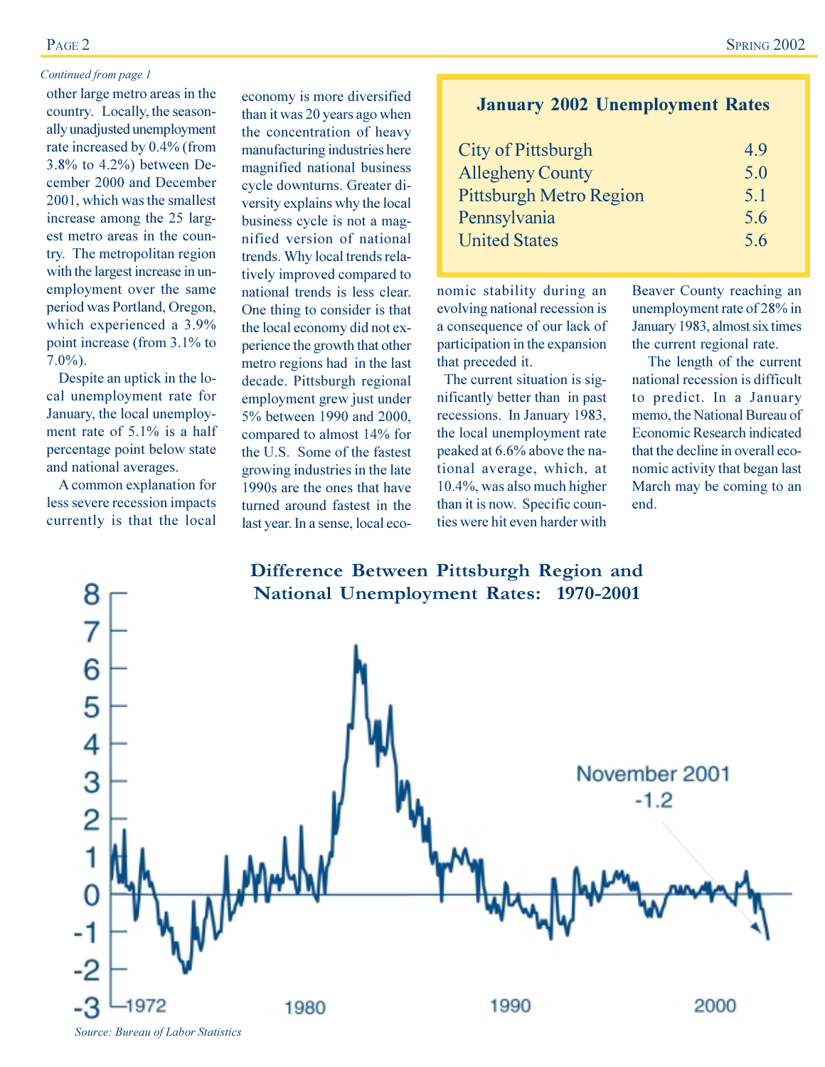*Continued from page 1*

other large metro areas in the country. Locally, the seasonally unadjusted unemployment rate increased by 0.4% (from 3.8% to 4.2%) between December 2000 and December 2001, which was the smallest increase among the 25 largest metro areas in the country. The metropolitan region with the largest increase in unemployment over the same period was Portland, Oregon, which experienced a 3.9% point increase (from 3.1% to 7.0%).

Despite an uptick in the local unemployment rate for January, the local unemployment rate of 5.1% is a half percentage point below state and national averages.

A common explanation for less severe recession impacts currently is that the local economy is more diversified than it was 20 years ago when the concentration of heavy manufacturing industries here magnified national business cycle downturns. Greater diversity explains why the local business cycle is not a magnified version of national trends. Why local trends relatively improved compared to national trends is less clear. One thing to consider is that the local economy did not experience the growth that other metro regions had in the last decade. Pittsburgh regional employment grew just under 5% between 1990 and 2000, compared to almost 14% for the U.S. Some of the fastest growing industries in the late 1990s are the ones that have turned around fastest in the last year. In a sense, local economic stability during an evolving national recession is a consequence of our lack of participation in the expansion that preceded it.

The current situation is significantly better than in past recessions. In January 1983, the local unemployment rate peaked at 6.6% above the national average, which, at 10.4%, was also much higher than it is now. Specific counties were hit even harder with Beaver County reaching an unemployment rate of 28% in January 1983, almost six times the current regional rate.

The length of the current national recession is difficult to predict. In a January memo, the National Bureau of Economic Research indicated that the decline in overall economic activity that began last March may be coming to an end.

**January 2002 Unemployment Rates**

| | |
|---|---|
| City of Pittsburgh | 4.9 |
| Allegheny County | 5.0 |
| Pittsburgh Metro Region | 5.1 |
| Pennsylvania | 5.6 |
| United States | 5.6 |

**Difference Between Pittsburgh Region and National Unemployment Rates: 1970-2001**

November 2001 -1.2

*Source: Bureau of Labor Statistics*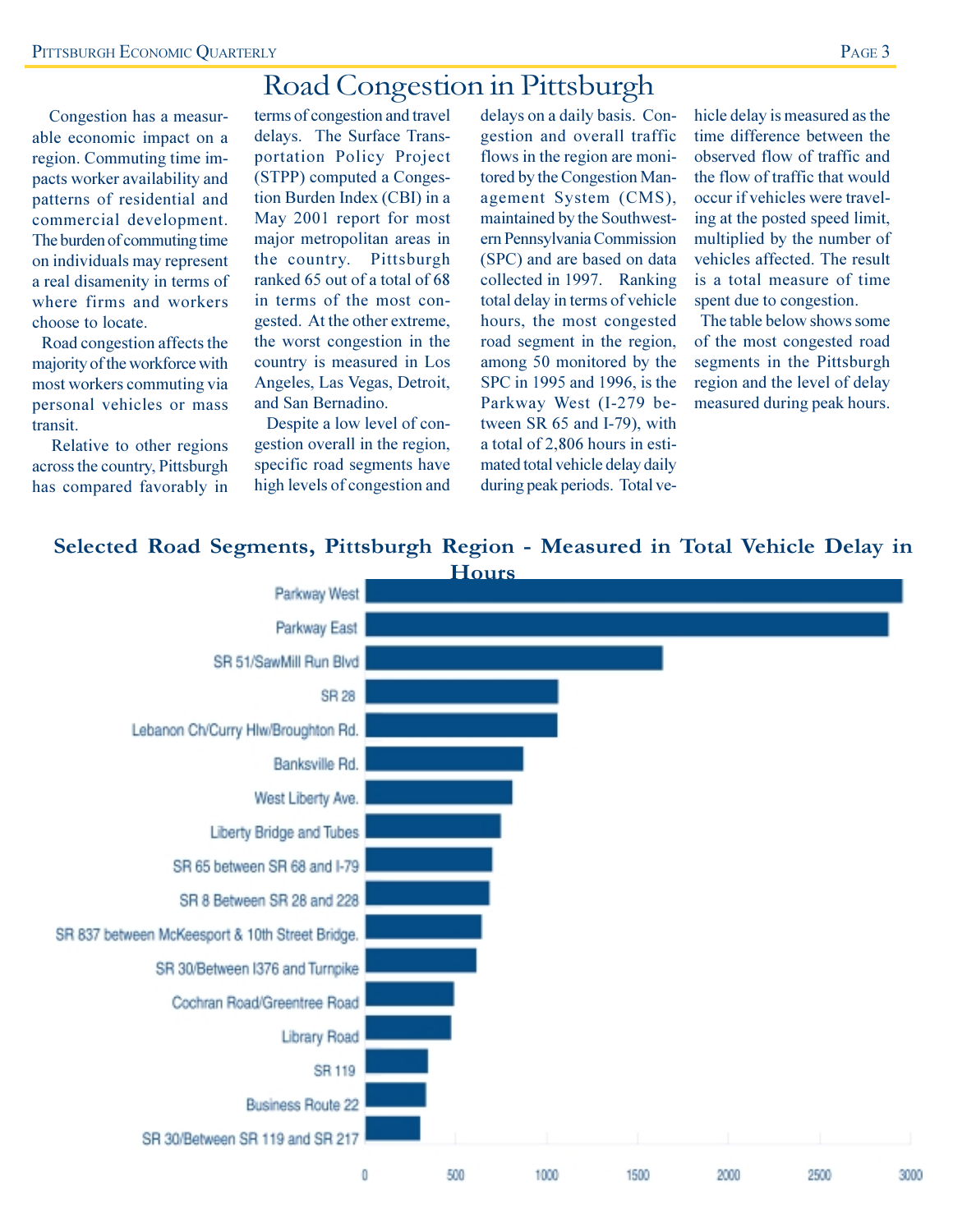# Road Congestion in Pittsburgh

Congestion has a measurable economic impact on a region. Commuting time impacts worker availability and patterns of residential and commercial development. The burden of commuting time on individuals may represent a real disamenity in terms of where firms and workers choose to locate.

Road congestion affects the majority of the workforce with most workers commuting via personal vehicles or mass transit.

Relative to other regions across the country, Pittsburgh has compared favorably in terms of congestion and travel delays. The Surface Transportation Policy Project (STPP) computed a Congestion Burden Index (CBI) in a May 2001 report for most major metropolitan areas in the country. Pittsburgh ranked 65 out of a total of 68 in terms of the most congested. At the other extreme, the worst congestion in the country is measured in Los Angeles, Las Vegas, Detroit, and San Bernadino.

Despite a low level of congestion overall in the region, specific road segments have high levels of congestion and delays on a daily basis. Congestion and overall traffic flows in the region are monitored by the Congestion Management System (CMS), maintained by the Southwestern Pennsylvania Commission (SPC) and are based on data collected in 1997. Ranking total delay in terms of vehicle hours, the most congested road segment in the region, among 50 monitored by the SPC in 1995 and 1996, is the Parkway West (I-279 between SR 65 and I-79), with a total of 2,806 hours in estimated total vehicle delay daily during peak periods. Total vehicle delay is measured as the time difference between the observed flow of traffic and the flow of traffic that would occur if vehicles were traveling at the posted speed limit, multiplied by the number of vehicles affected. The result is a total measure of time spent due to congestion.

The table below shows some of the most congested road segments in the Pittsburgh region and the level of delay measured during peak hours.

**Selected Road Segments, Pittsburgh Region - Measured in Total Vehicle Delay in Hours**

| Road Segment | Approx. Total Vehicle Delay (Hours, read from chart) |
|---|---|
| Parkway West | ~2,950 |
| Parkway East | ~2,870 |
| SR 51/SawMill Run Blvd | ~1,630 |
| SR 28 | ~1,060 |
| Lebanon Ch/Curry Hlw/Broughton Rd. | ~1,050 |
| Banksville Rd. | ~860 |
| West Liberty Ave. | ~800 |
| Liberty Bridge and Tubes | ~740 |
| SR 65 between SR 68 and I-79 | ~690 |
| SR 8 Between SR 28 and 228 | ~680 |
| SR 837 between McKeesport & 10th Street Bridge. | ~640 |
| SR 30/Between I376 and Turnpike | ~610 |
| Cochran Road/Greentree Road | ~480 |
| Library Road | ~470 |
| SR 119 | ~340 |
| Business Route 22 | ~330 |
| SR 30/Between SR 119 and SR 217 | ~300 |

Axis: 0, 500, 1000, 1500, 2000, 2500, 3000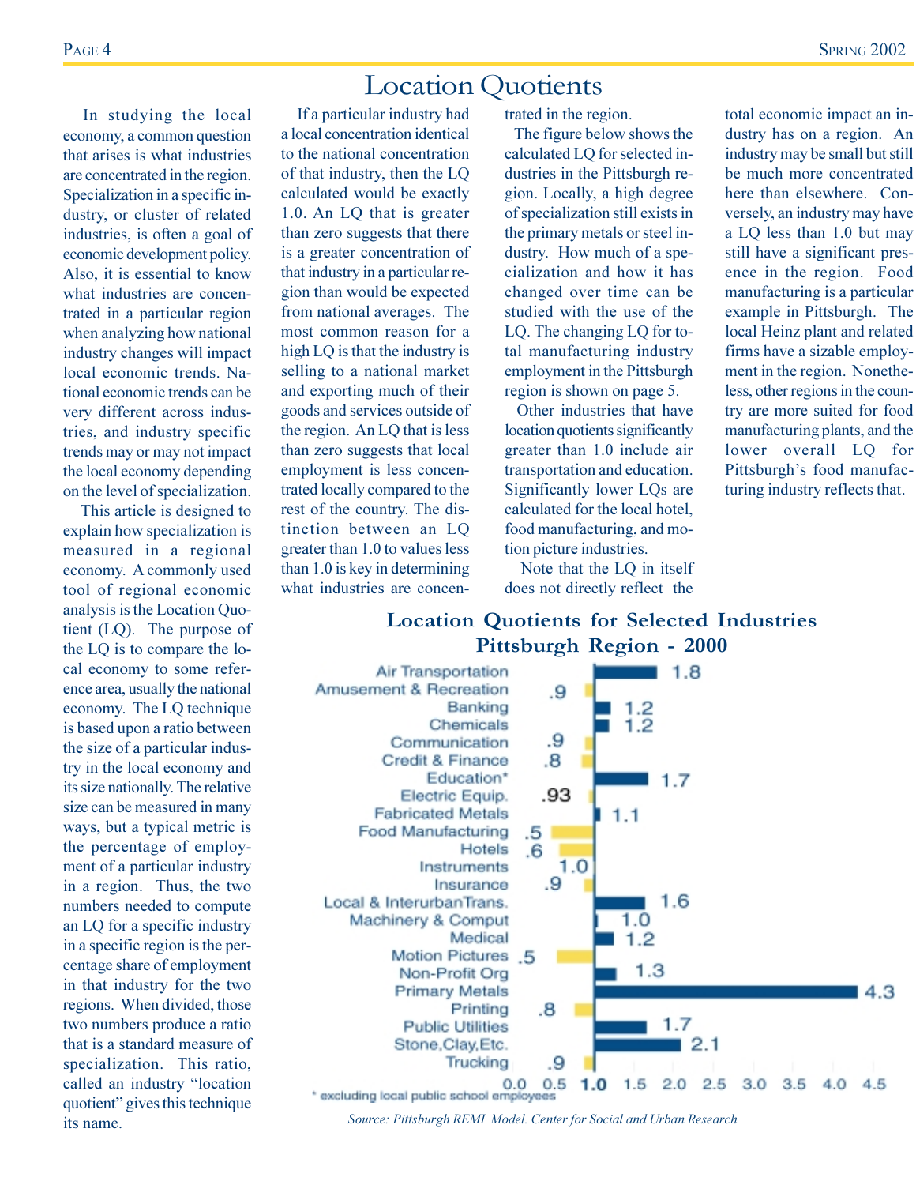# Location Quotients

In studying the local economy, a common question that arises is what industries are concentrated in the region. Specialization in a specific industry, or cluster of related industries, is often a goal of economic development policy. Also, it is essential to know what industries are concentrated in a particular region when analyzing how national industry changes will impact local economic trends. National economic trends can be very different across industries, and industry specific trends may or may not impact the local economy depending on the level of specialization.

This article is designed to explain how specialization is measured in a regional economy. A commonly used tool of regional economic analysis is the Location Quotient (LQ). The purpose of the LQ is to compare the local economy to some reference area, usually the national economy. The LQ technique is based upon a ratio between the size of a particular industry in the local economy and its size nationally. The relative size can be measured in many ways, but a typical metric is the percentage of employment of a particular industry in a region. Thus, the two numbers needed to compute an LQ for a specific industry in a specific region is the percentage share of employment in that industry for the two regions. When divided, those two numbers produce a ratio that is a standard measure of specialization. This ratio, called an industry "location quotient" gives this technique its name.

If a particular industry had a local concentration identical to the national concentration of that industry, then the LQ calculated would be exactly 1.0. An LQ that is greater than zero suggests that there is a greater concentration of that industry in a particular region than would be expected from national averages. The most common reason for a high LQ is that the industry is selling to a national market and exporting much of their goods and services outside of the region. An LQ that is less than zero suggests that local employment is less concentrated locally compared to the rest of the country. The distinction between an LQ greater than 1.0 to values less than 1.0 is key in determining what industries are concentrated in the region.

The figure below shows the calculated LQ for selected industries in the Pittsburgh region. Locally, a high degree of specialization still exists in the primary metals or steel industry. How much of a specialization and how it has changed over time can be studied with the use of the LQ. The changing LQ for total manufacturing industry employment in the Pittsburgh region is shown on page 5.

Other industries that have location quotients significantly greater than 1.0 include air transportation and education. Significantly lower LQs are calculated for the local hotel, food manufacturing, and motion picture industries.

Note that the LQ in itself does not directly reflect the total economic impact an industry has on a region. An industry may be small but still be much more concentrated here than elsewhere. Conversely, an industry may have a LQ less than 1.0 but may still have a significant presence in the region. Food manufacturing is a particular example in Pittsburgh. The local Heinz plant and related firms have a sizable employment in the region. Nonetheless, other regions in the country are more suited for food manufacturing plants, and the lower overall LQ for Pittsburgh's food manufacturing industry reflects that.

**Location Quotients for Selected Industries**
**Pittsburgh Region - 2000**

| Industry | LQ |
|---|---|
| Air Transportation | 1.8 |
| Amusement & Recreation | .9 |
| Banking | 1.2 |
| Chemicals | 1.2 |
| Communication | .9 |
| Credit & Finance | .8 |
| Education* | 1.7 |
| Electric Equip. | .93 |
| Fabricated Metals | 1.1 |
| Food Manufacturing | .5 |
| Hotels | .6 |
| Instruments | 1.0 |
| Insurance | .9 |
| Local & Interurban Trans. | 1.6 |
| Machinery & Comput | 1.0 |
| Medical | 1.2 |
| Motion Pictures | .5 |
| Non-Profit Org | 1.3 |
| Primary Metals | 4.3 |
| Printing | .8 |
| Public Utilities | 1.7 |
| Stone, Clay, Etc. | 2.1 |
| Trucking | .9 |

\* excluding local public school employees

*Source: Pittsburgh REMI Model. Center for Social and Urban Research*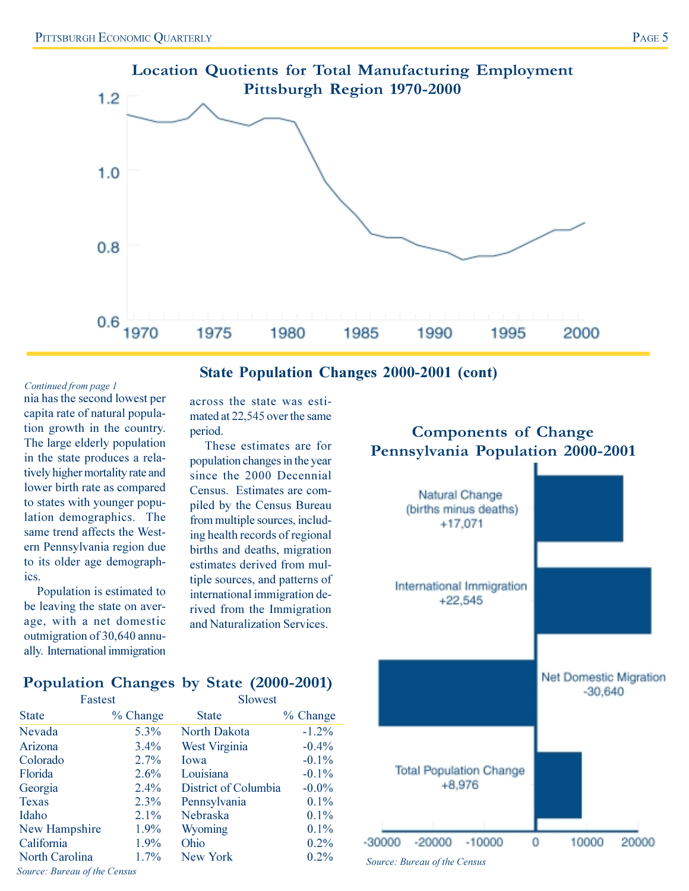## Location Quotients for Total Manufacturing Employment Pittsburgh Region 1970-2000

## State Population Changes 2000-2001 (cont)

*Continued from page 1*

nia has the second lowest per capita rate of natural population growth in the country. The large elderly population in the state produces a relatively higher mortality rate and lower birth rate as compared to states with younger population demographics. The same trend affects the Western Pennsylvania region due to its older age demographics.

Population is estimated to be leaving the state on average, with a net domestic outmigration of 30,640 annually. International immigration across the state was estimated at 22,545 over the same period.

These estimates are for population changes in the year since the 2000 Decennial Census. Estimates are compiled by the Census Bureau from multiple sources, including health records of regional births and deaths, migration estimates derived from multiple sources, and patterns of international immigration derived from the Immigration and Naturalization Services.

## Components of Change Pennsylvania Population 2000-2001

- Natural Change (births minus deaths) +17,071
- International Immigration +22,545
- Net Domestic Migration -30,640
- Total Population Change +8,976

*Source: Bureau of the Census*

## Population Changes by State (2000-2001)

| Fastest | | Slowest | |
|---|---|---|---|
| State | % Change | State | % Change |
| Nevada | 5.3% | North Dakota | -1.2% |
| Arizona | 3.4% | West Virginia | -0.4% |
| Colorado | 2.7% | Iowa | -0.1% |
| Florida | 2.6% | Louisiana | -0.1% |
| Georgia | 2.4% | District of Columbia | -0.0% |
| Texas | 2.3% | Pennsylvania | 0.1% |
| Idaho | 2.1% | Nebraska | 0.1% |
| New Hampshire | 1.9% | Wyoming | 0.1% |
| California | 1.9% | Ohio | 0.2% |
| North Carolina | 1.7% | New York | 0.2% |

*Source: Bureau of the Census*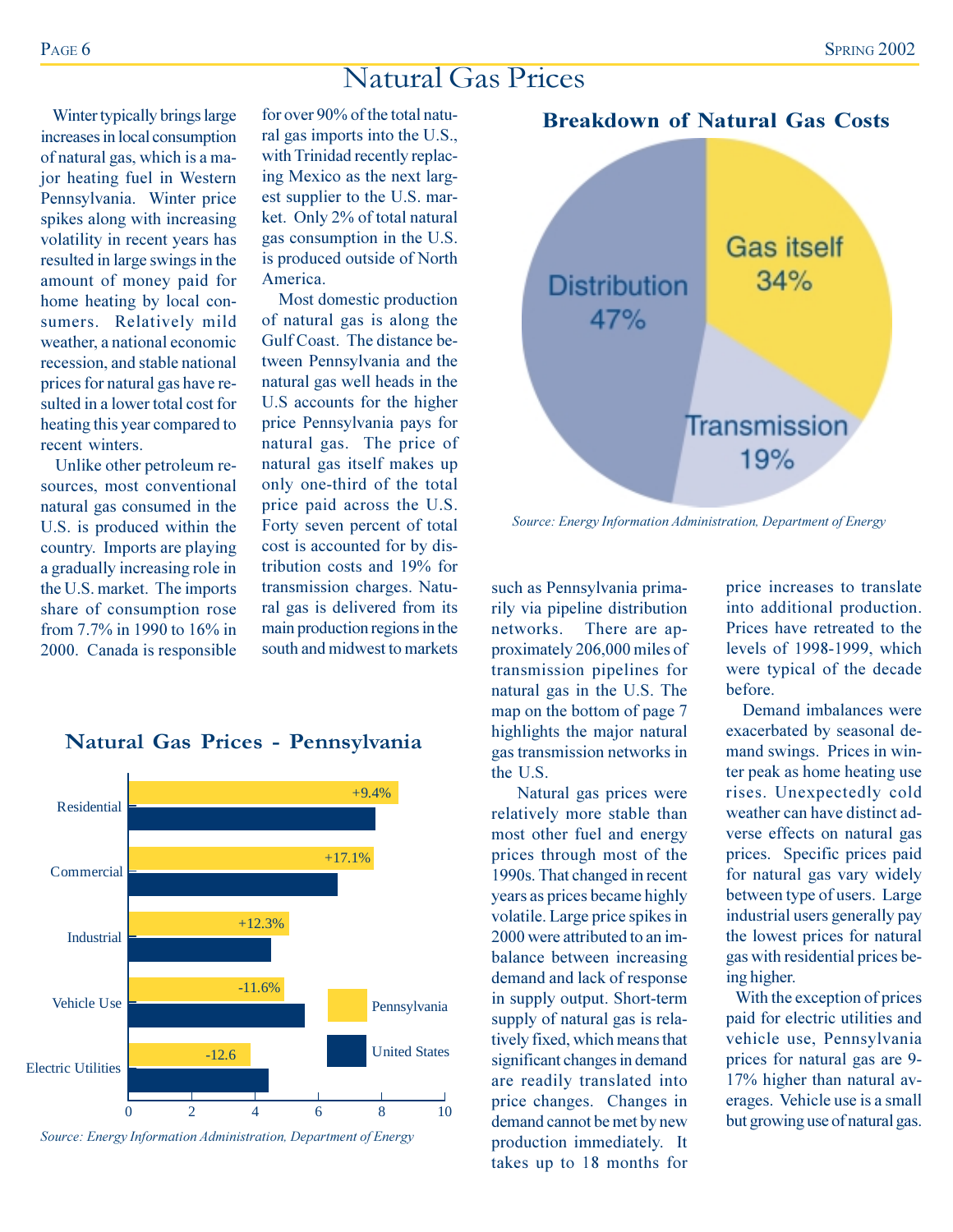# Natural Gas Prices

Winter typically brings large increases in local consumption of natural gas, which is a major heating fuel in Western Pennsylvania. Winter price spikes along with increasing volatility in recent years has resulted in large swings in the amount of money paid for home heating by local consumers. Relatively mild weather, a national economic recession, and stable national prices for natural gas have resulted in a lower total cost for heating this year compared to recent winters.

Unlike other petroleum resources, most conventional natural gas consumed in the U.S. is produced within the country. Imports are playing a gradually increasing role in the U.S. market. The imports share of consumption rose from 7.7% in 1990 to 16% in 2000. Canada is responsible for over 90% of the total natural gas imports into the U.S., with Trinidad recently replacing Mexico as the next largest supplier to the U.S. market. Only 2% of total natural gas consumption in the U.S. is produced outside of North America.

Most domestic production of natural gas is along the Gulf Coast. The distance between Pennsylvania and the natural gas well heads in the U.S accounts for the higher price Pennsylvania pays for natural gas. The price of natural gas itself makes up only one-third of the total price paid across the U.S. Forty seven percent of total cost is accounted for by distribution costs and 19% for transmission charges. Natural gas is delivered from its main production regions in the south and midwest to markets such as Pennsylvania primarily via pipeline distribution networks. There are approximately 206,000 miles of transmission pipelines for natural gas in the U.S. The map on the bottom of page 7 highlights the major natural gas transmission networks in the U.S.

Natural gas prices were relatively more stable than most other fuel and energy prices through most of the 1990s. That changed in recent years as prices became highly volatile. Large price spikes in 2000 were attributed to an imbalance between increasing demand and lack of response in supply output. Short-term supply of natural gas is relatively fixed, which means that significant changes in demand are readily translated into price changes. Changes in demand cannot be met by new production immediately. It takes up to 18 months for price increases to translate into additional production. Prices have retreated to the levels of 1998-1999, which were typical of the decade before.

Demand imbalances were exacerbated by seasonal demand swings. Prices in winter peak as home heating use rises. Unexpectedly cold weather can have distinct adverse effects on natural gas prices. Specific prices paid for natural gas vary widely between type of users. Large industrial users generally pay the lowest prices for natural gas with residential prices being higher.

With the exception of prices paid for electric utilities and vehicle use, Pennsylvania prices for natural gas are 9-17% higher than natural averages. Vehicle use is a small but growing use of natural gas.

**Breakdown of Natural Gas Costs**

| Component | Share |
|---|---|
| Gas itself | 34% |
| Transmission | 19% |
| Distribution | 47% |

*Source: Energy Information Administration, Department of Energy*

**Natural Gas Prices - Pennsylvania**

| Sector | Pennsylvania vs. United States |
|---|---|
| Residential | +9.4% |
| Commercial | +17.1% |
| Industrial | +12.3% |
| Vehicle Use | -11.6% |
| Electric Utilities | -12.6 |

*Source: Energy Information Administration, Department of Energy*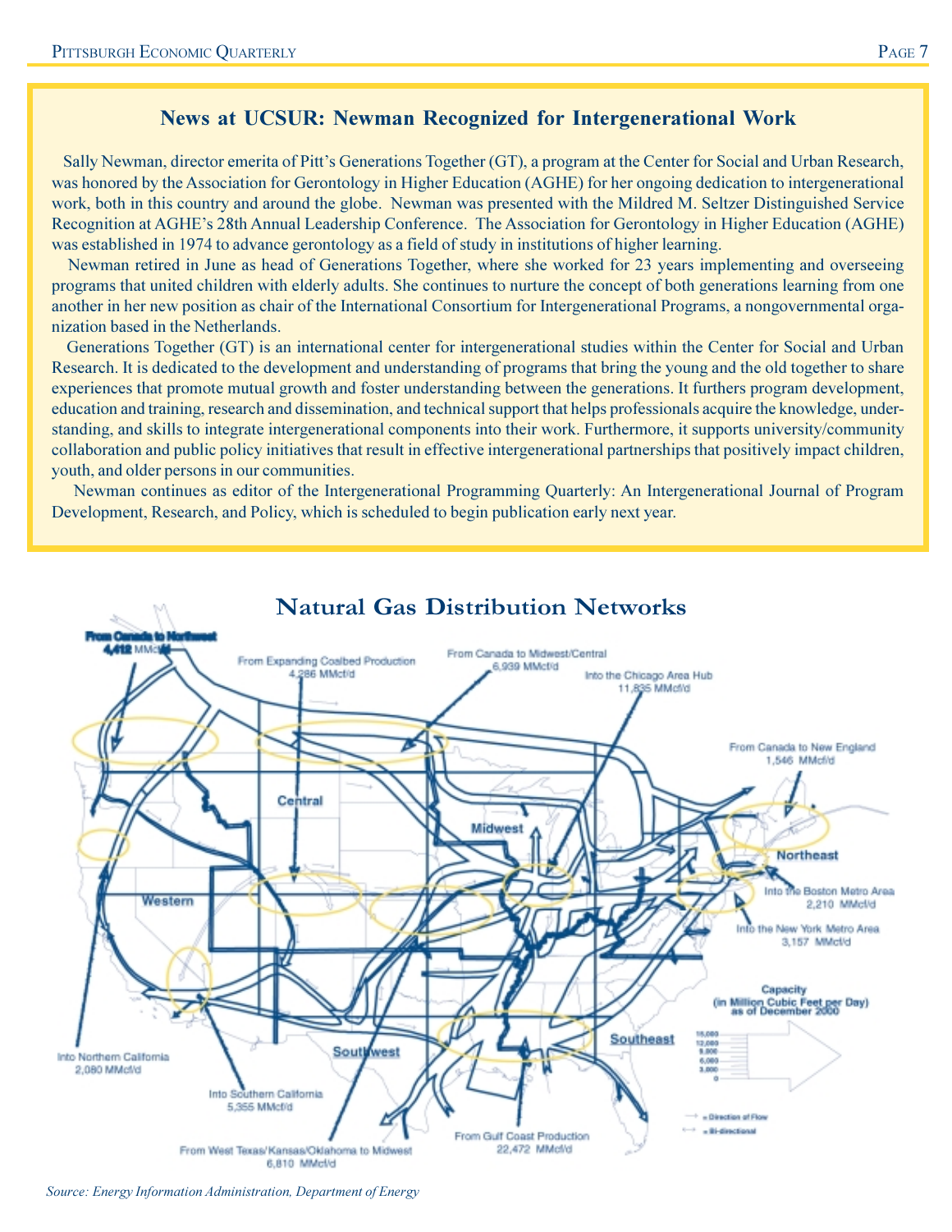## News at UCSUR: Newman Recognized for Intergenerational Work

Sally Newman, director emerita of Pitt's Generations Together (GT), a program at the Center for Social and Urban Research, was honored by the Association for Gerontology in Higher Education (AGHE) for her ongoing dedication to intergenerational work, both in this country and around the globe. Newman was presented with the Mildred M. Seltzer Distinguished Service Recognition at AGHE's 28th Annual Leadership Conference. The Association for Gerontology in Higher Education (AGHE) was established in 1974 to advance gerontology as a field of study in institutions of higher learning.

Newman retired in June as head of Generations Together, where she worked for 23 years implementing and overseeing programs that united children with elderly adults. She continues to nurture the concept of both generations learning from one another in her new position as chair of the International Consortium for Intergenerational Programs, a nongovernmental organization based in the Netherlands.

Generations Together (GT) is an international center for intergenerational studies within the Center for Social and Urban Research. It is dedicated to the development and understanding of programs that bring the young and the old together to share experiences that promote mutual growth and foster understanding between the generations. It furthers program development, education and training, research and dissemination, and technical support that helps professionals acquire the knowledge, understanding, and skills to integrate intergenerational components into their work. Furthermore, it supports university/community collaboration and public policy initiatives that result in effective intergenerational partnerships that positively impact children, youth, and older persons in our communities.

Newman continues as editor of the Intergenerational Programming Quarterly: An Intergenerational Journal of Program Development, Research, and Policy, which is scheduled to begin publication early next year.

## Natural Gas Distribution Networks

From Canada to Northwest 4,412 MMcf/d

From Expanding Coalbed Production 4,286 MMcf/d

From Canada to Midwest/Central 6,939 MMcf/d

Into the Chicago Area Hub 11,835 MMcf/d

From Canada to New England 1,546 MMcf/d

Into the Boston Metro Area 2,210 MMcf/d

Into the New York Metro Area 3,157 MMcf/d

Into Northern California 2,080 MMcf/d

Into Southern California 5,355 MMcf/d

From West Texas/Kansas/Oklahoma to Midwest 6,810 MMcf/d

From Gulf Coast Production 22,472 MMcf/d

Central, Midwest, Northeast, Western, Southwest, Southeast

Capacity (in Million Cubic Feet per Day) as of December 2000

15,000; 12,000; 9,000; 6,000; 3,000; 0

→ = Direction of Flow

↔ = Bi-directional

*Source: Energy Information Administration, Department of Energy*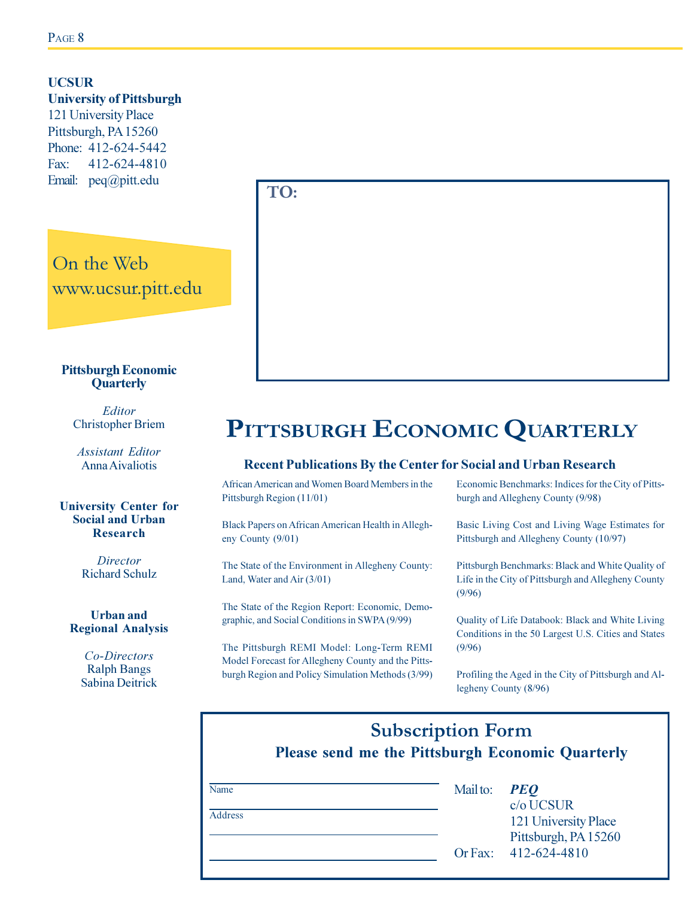**UCSUR**
**University of Pittsburgh**
121 University Place
Pittsburgh, PA 15260
Phone: 412-624-5442
Fax: 412-624-4810
Email: peq@pitt.edu

On the Web
www.ucsur.pitt.edu

**Pittsburgh Economic Quarterly**

*Editor*
Christopher Briem

*Assistant Editor*
Anna Aivaliotis

**University Center for Social and Urban Research**

*Director*
Richard Schulz

**Urban and Regional Analysis**

*Co-Directors*
Ralph Bangs
Sabina Deitrick

**TO:**

# Pittsburgh Economic Quarterly

## Recent Publications By the Center for Social and Urban Research

African American and Women Board Members in the Pittsburgh Region (11/01)

Black Papers on African American Health in Allegheny County (9/01)

The State of the Environment in Allegheny County: Land, Water and Air (3/01)

The State of the Region Report: Economic, Demographic, and Social Conditions in SWPA (9/99)

The Pittsburgh REMI Model: Long-Term REMI Model Forecast for Allegheny County and the Pittsburgh Region and Policy Simulation Methods (3/99)

Economic Benchmarks: Indices for the City of Pittsburgh and Allegheny County (9/98)

Basic Living Cost and Living Wage Estimates for Pittsburgh and Allegheny County (10/97)

Pittsburgh Benchmarks: Black and White Quality of Life in the City of Pittsburgh and Allegheny County (9/96)

Quality of Life Databook: Black and White Living Conditions in the 50 Largest U.S. Cities and States (9/96)

Profiling the Aged in the City of Pittsburgh and Allegheny County (8/96)

## Subscription Form

### Please send me the Pittsburgh Economic Quarterly

Name

Address

Mail to: ***PEQ***
c/o UCSUR
121 University Place
Pittsburgh, PA 15260
Or Fax: 412-624-4810